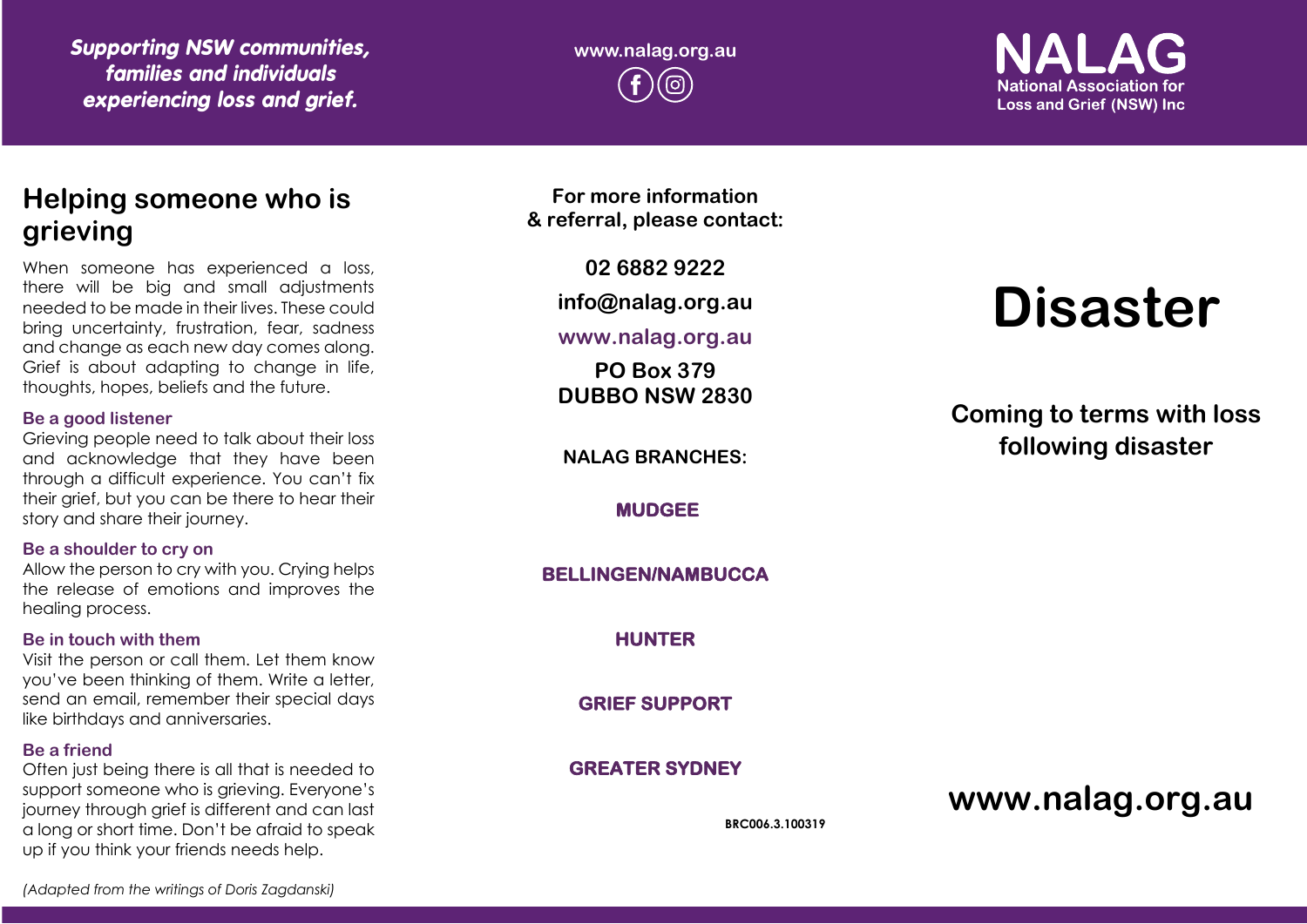*Supporting NSW communities, families and individuals experiencing loss and grief.*

www.nalag.org.au

**NALAG**
National Association for Loss and Grief (NSW) Inc

## Helping someone who is grieving

When someone has experienced a loss, there will be big and small adjustments needed to be made in their lives. These could bring uncertainty, frustration, fear, sadness and change as each new day comes along. Grief is about adapting to change in life, thoughts, hopes, beliefs and the future.

### Be a good listener

Grieving people need to talk about their loss and acknowledge that they have been through a difficult experience. You can't fix their grief, but you can be there to hear their story and share their journey.

### Be a shoulder to cry on

Allow the person to cry with you. Crying helps the release of emotions and improves the healing process.

### Be in touch with them

Visit the person or call them. Let them know you've been thinking of them. Write a letter, send an email, remember their special days like birthdays and anniversaries.

### Be a friend

Often just being there is all that is needed to support someone who is grieving. Everyone's journey through grief is different and can last a long or short time. Don't be afraid to speak up if you think your friends needs help.

*(Adapted from the writings of Doris Zagdanski)*

**For more information & referral, please contact:**

**02 6882 9222**

**info@nalag.org.au**

**www.nalag.org.au**

**PO Box 379**
**DUBBO NSW 2830**

**NALAG BRANCHES:**

**MUDGEE**

**BELLINGEN/NAMBUCCA**

**HUNTER**

**GRIEF SUPPORT**

**GREATER SYDNEY**

BRC006.3.100319

# Disaster

## Coming to terms with loss following disaster

**www.nalag.org.au**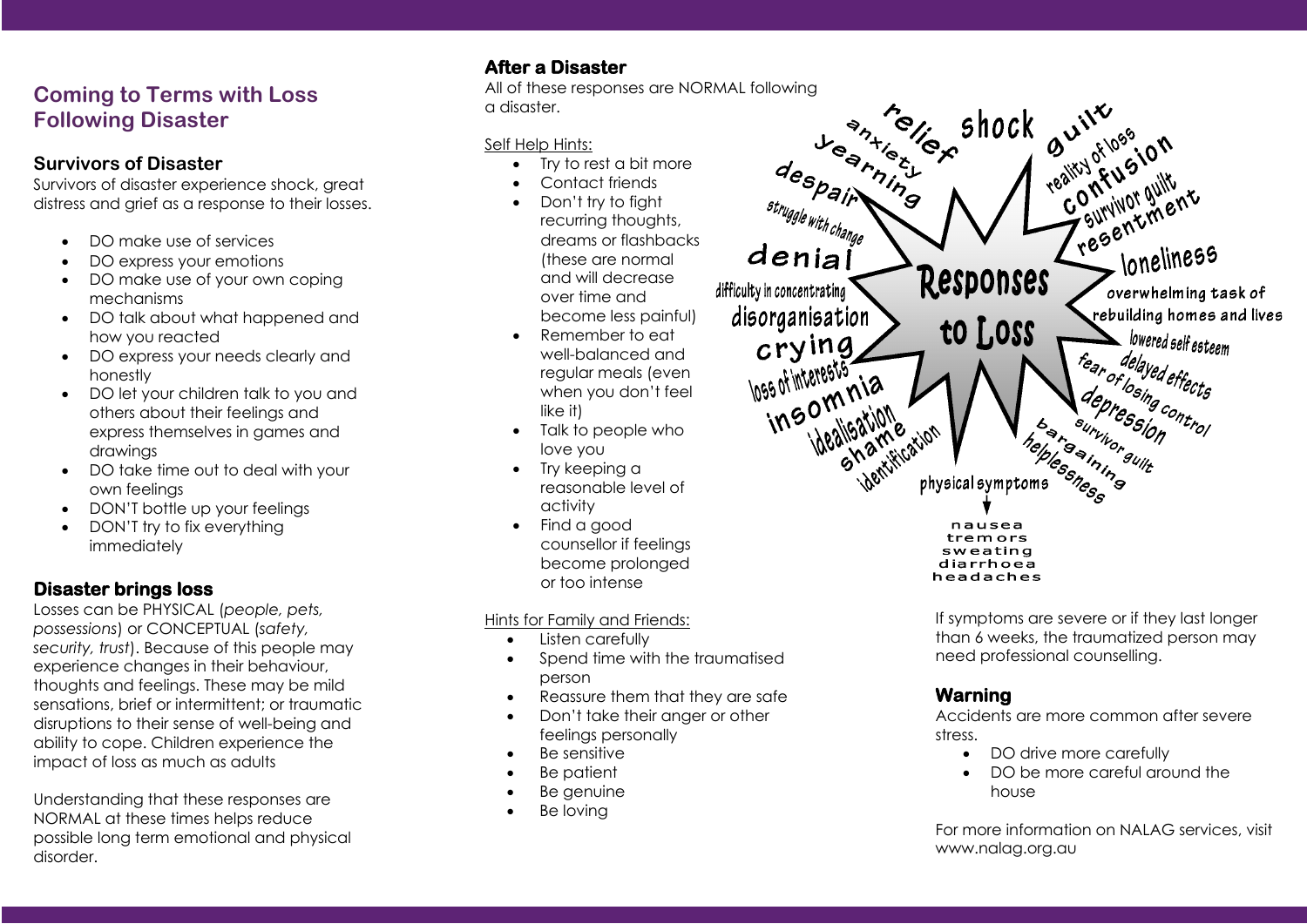## Coming to Terms with Loss Following Disaster

### Survivors of Disaster

Survivors of disaster experience shock, great distress and grief as a response to their losses.

- DO make use of services
- DO express your emotions
- DO make use of your own coping mechanisms
- DO talk about what happened and how you reacted
- DO express your needs clearly and honestly
- DO let your children talk to you and others about their feelings and express themselves in games and drawings
- DO take time out to deal with your own feelings
- DON'T bottle up your feelings
- DON'T try to fix everything immediately

### Disaster brings loss

Losses can be PHYSICAL (*people, pets, possessions*) or CONCEPTUAL (*safety, security, trust*). Because of this people may experience changes in their behaviour, thoughts and feelings. These may be mild sensations, brief or intermittent; or traumatic disruptions to their sense of well-being and ability to cope. Children experience the impact of loss as much as adults

Understanding that these responses are NORMAL at these times helps reduce possible long term emotional and physical disorder.

### After a Disaster

All of these responses are NORMAL following a disaster.

Self Help Hints:

- Try to rest a bit more
- Contact friends
- Don't try to fight recurring thoughts, dreams or flashbacks (these are normal and will decrease over time and become less painful)
- Remember to eat well-balanced and regular meals (even when you don't feel like it)
- Talk to people who love you
- Try keeping a reasonable level of activity
- Find a good counsellor if feelings become prolonged or too intense

Hints for Family and Friends:

- Listen carefully
- Spend time with the traumatised person
- Reassure them that they are safe
- Don't take their anger or other feelings personally
- Be sensitive
- Be patient
- Be genuine
- Be loving

Responses to Loss

relief
shock
guilt
anxiety
yearning
despair
reality of loss
confusion
survivor guilt
resentment
struggle with change
denial
loneliness
difficulty in concentrating
overwhelming task of rebuilding homes and lives
disorganisation
crying
lowered self esteem
loss of interests
delayed effects
fear of losing control
insomnia
depression
idealisation
shame
identification
bargaining
survivor guilt
helplessness
physical symptoms
nausea
tremors
sweating
diarrhoea
headaches

If symptoms are severe or if they last longer than 6 weeks, the traumatized person may need professional counselling.

### Warning

Accidents are more common after severe stress.

- DO drive more carefully
- DO be more careful around the house

For more information on NALAG services, visit www.nalag.org.au